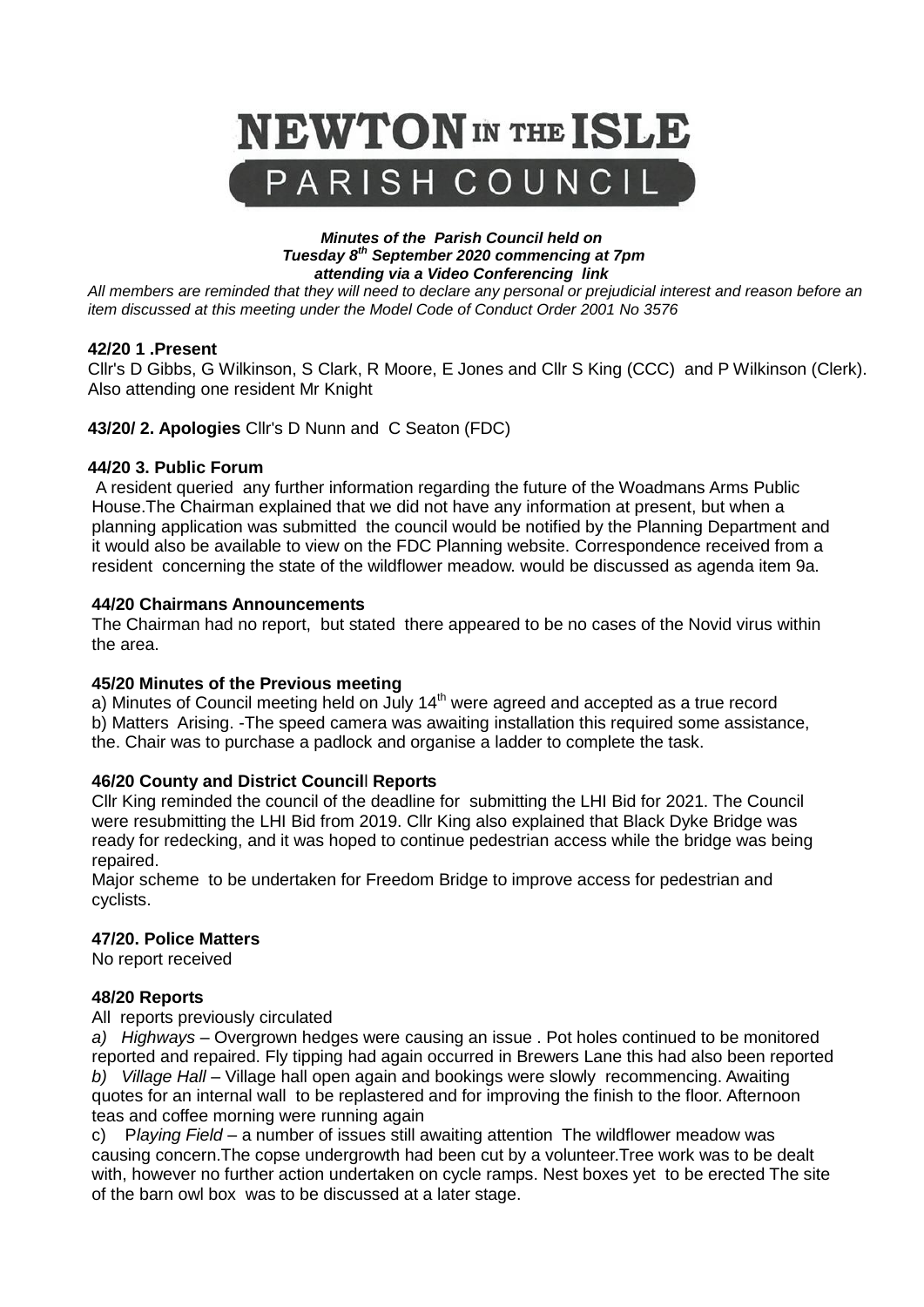# NEWTON IN THE ISLE

## PARISH COUNCIL

***Minutes of the Parish Council held on Tuesday 8th September 2020 commencing at 7pm attending via a Video Conferencing link***

*All members are reminded that they will need to declare any personal or prejudicial interest and reason before an item discussed at this meeting under the Model Code of Conduct Order 2001 No 3576*

**42/20 1 .Present**

Cllr's D Gibbs, G Wilkinson, S Clark, R Moore, E Jones and Cllr S King (CCC) and P Wilkinson (Clerk). Also attending one resident Mr Knight

**43/20/ 2. Apologies** Cllr's D Nunn and C Seaton (FDC)

**44/20 3. Public Forum**

A resident queried any further information regarding the future of the Woadmans Arms Public House.The Chairman explained that we did not have any information at present, but when a planning application was submitted the council would be notified by the Planning Department and it would also be available to view on the FDC Planning website. Correspondence received from a resident concerning the state of the wildflower meadow. would be discussed as agenda item 9a.

**44/20 Chairmans Announcements**

The Chairman had no report, but stated there appeared to be no cases of the Novid virus within the area.

**45/20 Minutes of the Previous meeting**

a) Minutes of Council meeting held on July 14th were agreed and accepted as a true record
b) Matters Arising. -The speed camera was awaiting installation this required some assistance, the. Chair was to purchase a padlock and organise a ladder to complete the task.

**46/20 County and District Councill Reports**

Cllr King reminded the council of the deadline for submitting the LHI Bid for 2021. The Council were resubmitting the LHI Bid from 2019. Cllr King also explained that Black Dyke Bridge was ready for redecking, and it was hoped to continue pedestrian access while the bridge was being repaired.

Major scheme to be undertaken for Freedom Bridge to improve access for pedestrian and cyclists.

**47/20. Police Matters**

No report received

**48/20 Reports**

All reports previously circulated

a) *Highways* – Overgrown hedges were causing an issue . Pot holes continued to be monitored reported and repaired. Fly tipping had again occurred in Brewers Lane this had also been reported
b) *Village Hall* – Village hall open again and bookings were slowly recommencing. Awaiting quotes for an internal wall to be replastered and for improving the finish to the floor. Afternoon teas and coffee morning were running again
c) P*laying Field* – a number of issues still awaiting attention The wildflower meadow was causing concern.The copse undergrowth had been cut by a volunteer.Tree work was to be dealt with, however no further action undertaken on cycle ramps. Nest boxes yet to be erected The site of the barn owl box was to be discussed at a later stage.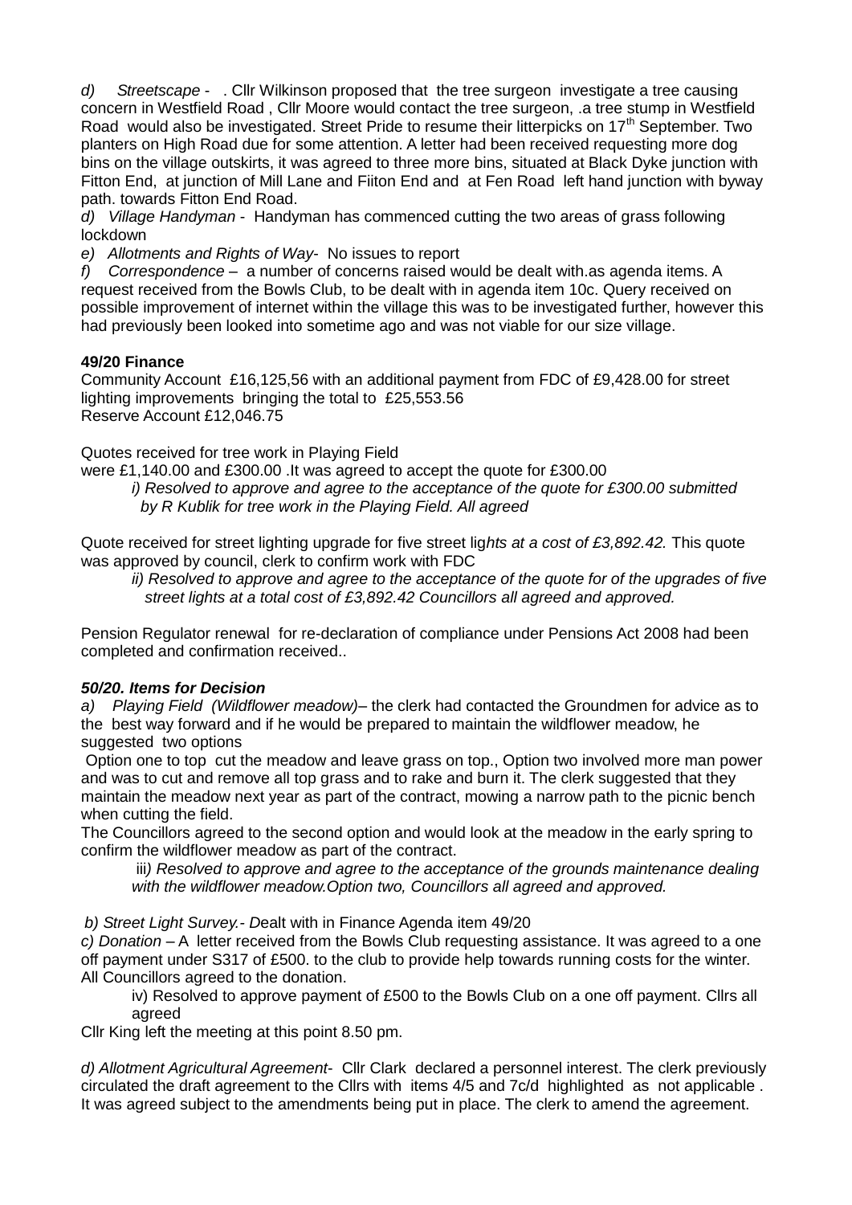*d) Streetscape -* . Cllr Wilkinson proposed that the tree surgeon investigate a tree causing concern in Westfield Road , Cllr Moore would contact the tree surgeon, .a tree stump in Westfield Road would also be investigated. Street Pride to resume their litterpicks on 17th September. Two planters on High Road due for some attention. A letter had been received requesting more dog bins on the village outskirts, it was agreed to three more bins, situated at Black Dyke junction with Fitton End, at junction of Mill Lane and Fiiton End and at Fen Road left hand junction with byway path. towards Fitton End Road.

*d) Village Handyman -* Handyman has commenced cutting the two areas of grass following lockdown

*e) Allotments and Rights of Way-* No issues to report

*f) Correspondence –* a number of concerns raised would be dealt with.as agenda items. A request received from the Bowls Club, to be dealt with in agenda item 10c. Query received on possible improvement of internet within the village this was to be investigated further, however this had previously been looked into sometime ago and was not viable for our size village.

**49/20 Finance**

Community Account £16,125,56 with an additional payment from FDC of £9,428.00 for street lighting improvements bringing the total to £25,553.56
Reserve Account £12,046.75

Quotes received for tree work in Playing Field
were £1,140.00 and £300.00 .It was agreed to accept the quote for £300.00

*i) Resolved to approve and agree to the acceptance of the quote for £300.00 submitted by R Kublik for tree work in the Playing Field. All agreed*

Quote received for street lighting upgrade for five street lig*hts at a cost of £3,892.42.* This quote was approved by council, clerk to confirm work with FDC

*ii) Resolved to approve and agree to the acceptance of the quote for of of the upgrades of five street lights at a total cost of £3,892.42 Councillors all agreed and approved.*

Pension Regulator renewal for re-declaration of compliance under Pensions Act 2008 had been completed and confirmation received..

***50/20. Items for Decision***

*a) Playing Field (Wildflower meadow)–* the clerk had contacted the Groundmen for advice as to the best way forward and if he would be prepared to maintain the wildflower meadow, he suggested two options

Option one to top cut the meadow and leave grass on top., Option two involved more man power and was to cut and remove all top grass and to rake and burn it. The clerk suggested that they maintain the meadow next year as part of the contract, mowing a narrow path to the picnic bench when cutting the field.

The Councillors agreed to the second option and would look at the meadow in the early spring to confirm the wildflower meadow as part of the contract.

ii*i) Resolved to approve and agree to the acceptance of the grounds maintenance dealing with the wildflower meadow.Option two, Councillors all agreed and approved.*

*b) Street Light Survey.- D*ealt with in Finance Agenda item 49/20

*c) Donation –* A letter received from the Bowls Club requesting assistance. It was agreed to a one off payment under S317 of £500. to the club to provide help towards running costs for the winter. All Councillors agreed to the donation.

iv) Resolved to approve payment of £500 to the Bowls Club on a one off payment. Cllrs all agreed

Cllr King left the meeting at this point 8.50 pm.

*d) Allotment Agricultural Agreement-* Cllr Clark declared a personnel interest. The clerk previously circulated the draft agreement to the Cllrs with items 4/5 and 7c/d highlighted as not applicable . It was agreed subject to the amendments being put in place. The clerk to amend the agreement.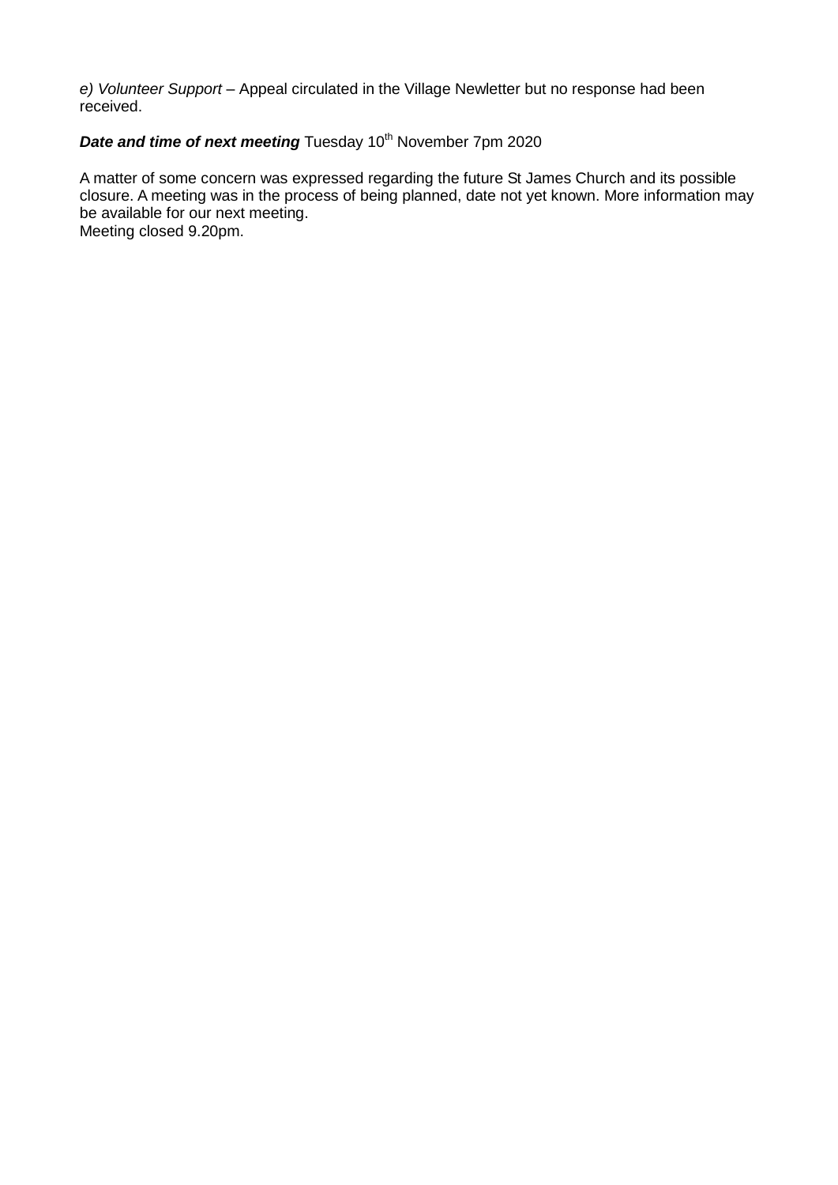*e) Volunteer Support* – Appeal circulated in the Village Newletter but no response had been received.

***Date and time of next meeting*** Tuesday 10th November 7pm 2020

A matter of some concern was expressed regarding the future St James Church and its possible closure. A meeting was in the process of being planned, date not yet known. More information may be available for our next meeting.
Meeting closed 9.20pm.